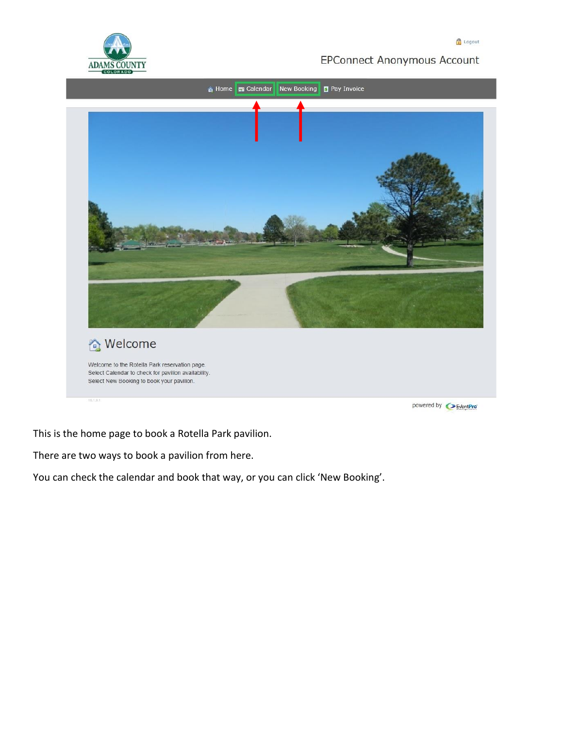This is the home page to book a Rotella Park pavilion.

There are two ways to book a pavilion from here.

You can check the calendar and book that way, or you can click ‘New Booking’.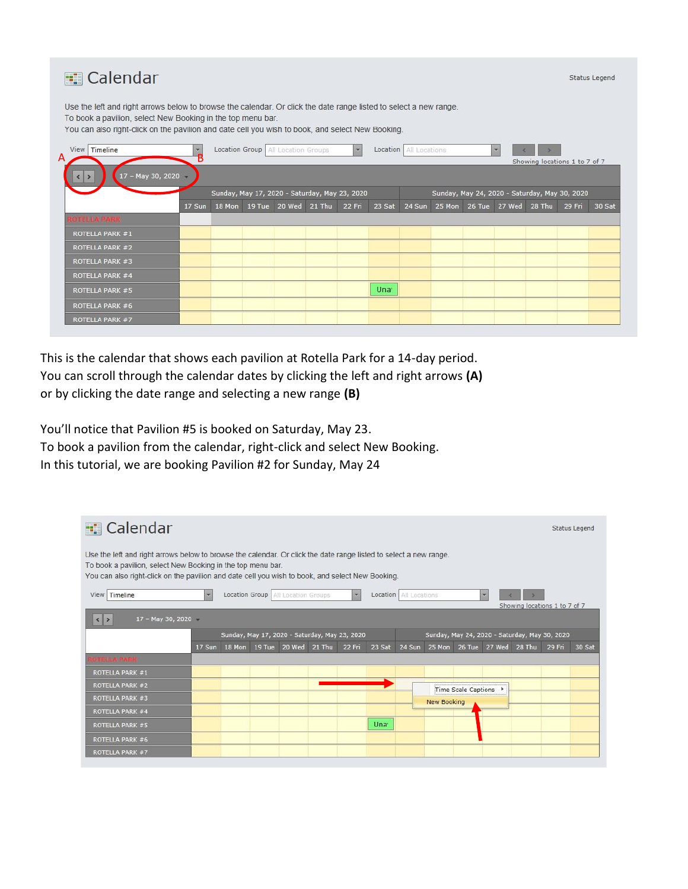# Calendar

Status Legend

Use the left and right arrows below to browse the calendar. Or click the date range listed to select a new range.
To book a pavilion, select New Booking in the top menu bar.
You can also right-click on the pavilion and date cell you wish to book, and select New Booking.

View: Timeline | Location Group: All Location Groups | Location: All Locations

Showing locations 1 to 7 of 7

A | B: 17 – May 30, 2020

| | 17 Sun | 18 Mon | 19 Tue | 20 Wed | 21 Thu | 22 Fri | 23 Sat | 24 Sun | 25 Mon | 26 Tue | 27 Wed | 28 Thu | 29 Fri | 30 Sat |
|---|---|---|---|---|---|---|---|---|---|---|---|---|---|---|
| ROTELLA PARK | | | | | | | | | | | | | | |
| ROTELLA PARK #1 | | | | | | | | | | | | | | |
| ROTELLA PARK #2 | | | | | | | | | | | | | | |
| ROTELLA PARK #3 | | | | | | | | | | | | | | |
| ROTELLA PARK #4 | | | | | | | | | | | | | | |
| ROTELLA PARK #5 | | | | | | | Una | | | | | | | |
| ROTELLA PARK #6 | | | | | | | | | | | | | | |
| ROTELLA PARK #7 | | | | | | | | | | | | | | |

This is the calendar that shows each pavilion at Rotella Park for a 14-day period.
You can scroll through the calendar dates by clicking the left and right arrows **(A)**
or by clicking the date range and selecting a new range **(B)**

You'll notice that Pavilion #5 is booked on Saturday, May 23.
To book a pavilion from the calendar, right-click and select New Booking.
In this tutorial, we are booking Pavilion #2 for Sunday, May 24

# Calendar

Status Legend

Use the left and right arrows below to browse the calendar. Or click the date range listed to select a new range.
To book a pavilion, select New Booking in the top menu bar.
You can also right-click on the pavilion and date cell you wish to book, and select New Booking.

View: Timeline | Location Group: All Location Groups | Location: All Locations

Showing locations 1 to 7 of 7

17 – May 30, 2020

| | 17 Sun | 18 Mon | 19 Tue | 20 Wed | 21 Thu | 22 Fri | 23 Sat | 24 Sun | 25 Mon | 26 Tue | 27 Wed | 28 Thu | 29 Fri | 30 Sat |
|---|---|---|---|---|---|---|---|---|---|---|---|---|---|---|
| ROTELLA PARK | | | | | | | | | | | | | | |
| ROTELLA PARK #1 | | | | | | | | | | | | | | |
| ROTELLA PARK #2 | | | | | | | | | | | | | | |
| ROTELLA PARK #3 | | | | | | | | | | | | | | |
| ROTELLA PARK #4 | | | | | | | | | | | | | | |
| ROTELLA PARK #5 | | | | | | | Una | | | | | | | |
| ROTELLA PARK #6 | | | | | | | | | | | | | | |
| ROTELLA PARK #7 | | | | | | | | | | | | | | |

Time Scale Captions
New Booking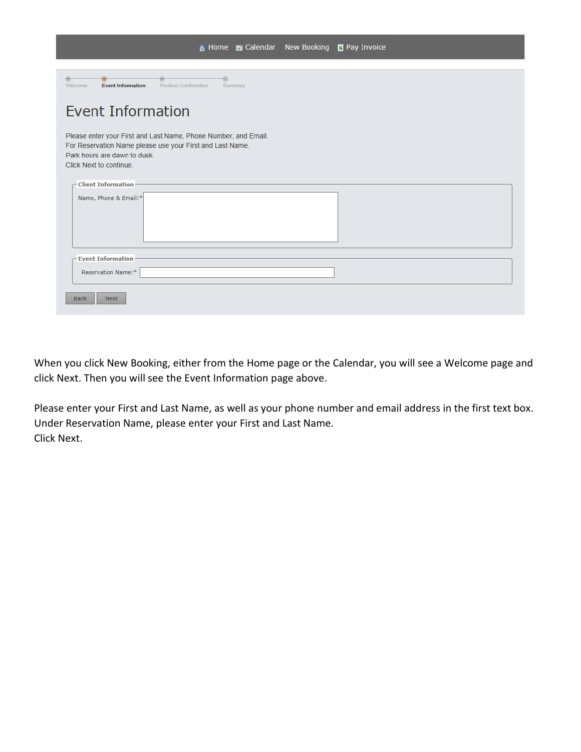Home Calendar New Booking Pay Invoice

Welcome — Event Information — Pavilion Confirmation — Summary

# Event Information

Please enter your First and Last Name, Phone Number, and Email.
For Reservation Name please use your First and Last Name.
Park hours are dawn to dusk.
Click Next to continue.

**Client Information**

Name, Phone & Email:*

**Event Information**

Reservation Name:*

Back Next

When you click New Booking, either from the Home page or the Calendar, you will see a Welcome page and click Next. Then you will see the Event Information page above.

Please enter your First and Last Name, as well as your phone number and email address in the first text box. Under Reservation Name, please enter your First and Last Name.
Click Next.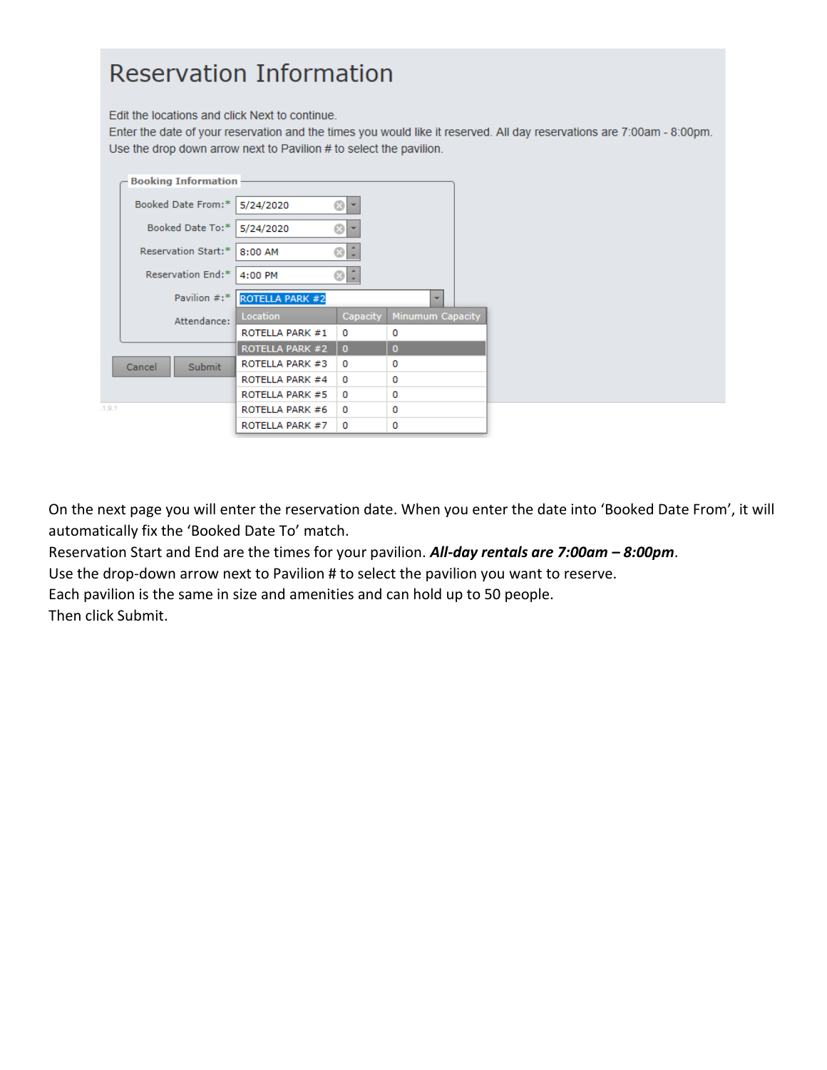# Reservation Information

Edit the locations and click Next to continue.
Enter the date of your reservation and the times you would like it reserved. All day reservations are 7:00am - 8:00pm.
Use the drop down arrow next to Pavilion # to select the pavilion.

**Booking Information**

Booked Date From:* 5/24/2020

Booked Date To:* 5/24/2020

Reservation Start:* 8:00 AM

Reservation End:* 4:00 PM

Pavilion #:* ROTELLA PARK #2

Attendance:

| Location | Capacity | Minumum Capacity |
|---|---|---|
| ROTELLA PARK #1 | 0 | 0 |
| ROTELLA PARK #2 | 0 | 0 |
| ROTELLA PARK #3 | 0 | 0 |
| ROTELLA PARK #4 | 0 | 0 |
| ROTELLA PARK #5 | 0 | 0 |
| ROTELLA PARK #6 | 0 | 0 |
| ROTELLA PARK #7 | 0 | 0 |

Cancel Submit

1.9.1

On the next page you will enter the reservation date. When you enter the date into 'Booked Date From', it will automatically fix the 'Booked Date To' match.
Reservation Start and End are the times for your pavilion. ***All-day rentals are 7:00am – 8:00pm***.
Use the drop-down arrow next to Pavilion # to select the pavilion you want to reserve.
Each pavilion is the same in size and amenities and can hold up to 50 people.
Then click Submit.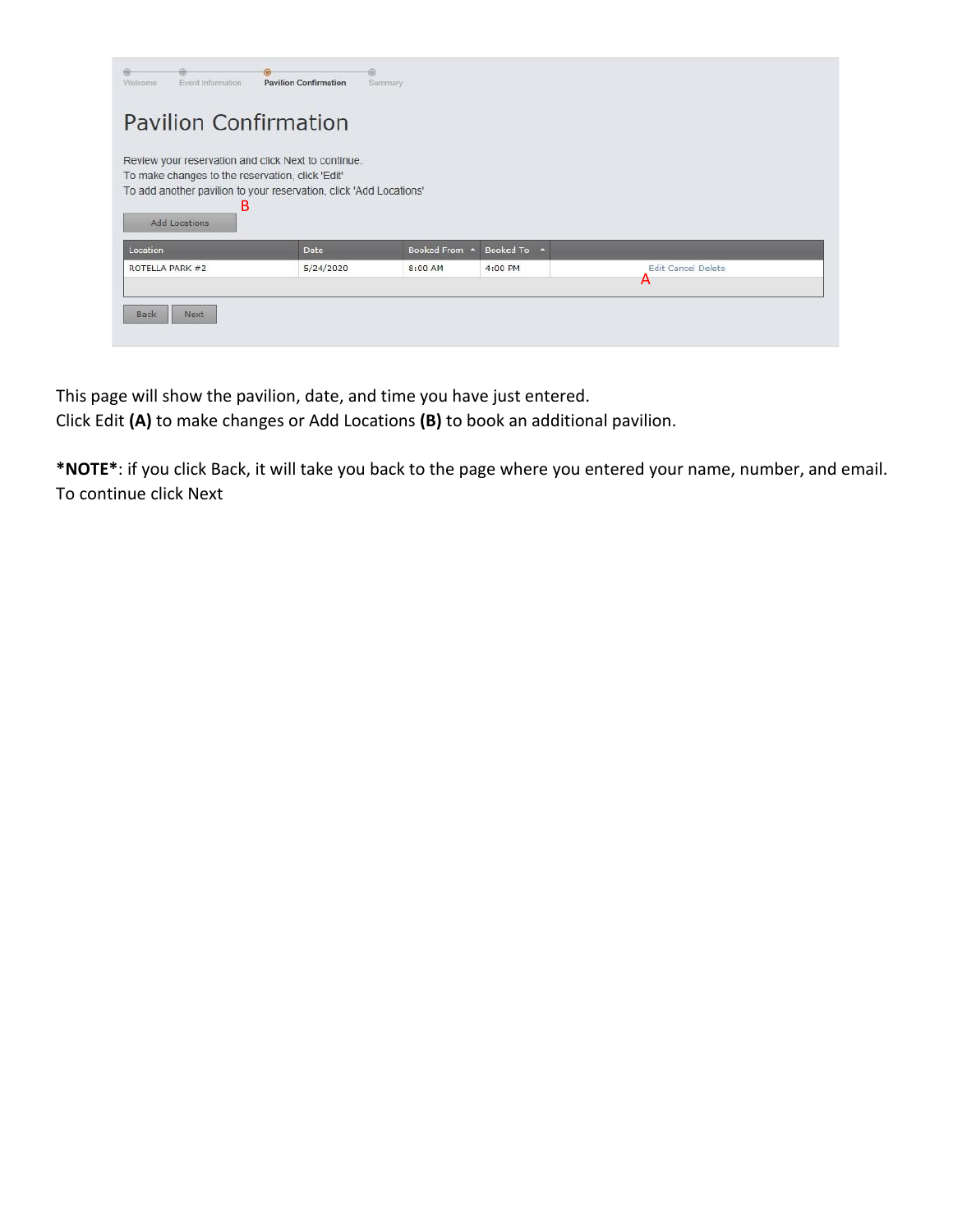Welcome — Event Information — Pavilion Confirmation — Summary

## Pavilion Confirmation

Review your reservation and click Next to continue.
To make changes to the reservation, click 'Edit'
To add another pavilion to your reservation, click 'Add Locations'

B

Add Locations

| Location | Date | Booked From | Booked To | |
|---|---|---|---|---|
| ROTELLA PARK #2 | 5/24/2020 | 8:00 AM | 4:00 PM | Edit Cancel Delete |

A

Back Next

This page will show the pavilion, date, and time you have just entered.
Click Edit **(A)** to make changes or Add Locations **(B)** to book an additional pavilion.

***NOTE***: if you click Back, it will take you back to the page where you entered your name, number, and email.
To continue click Next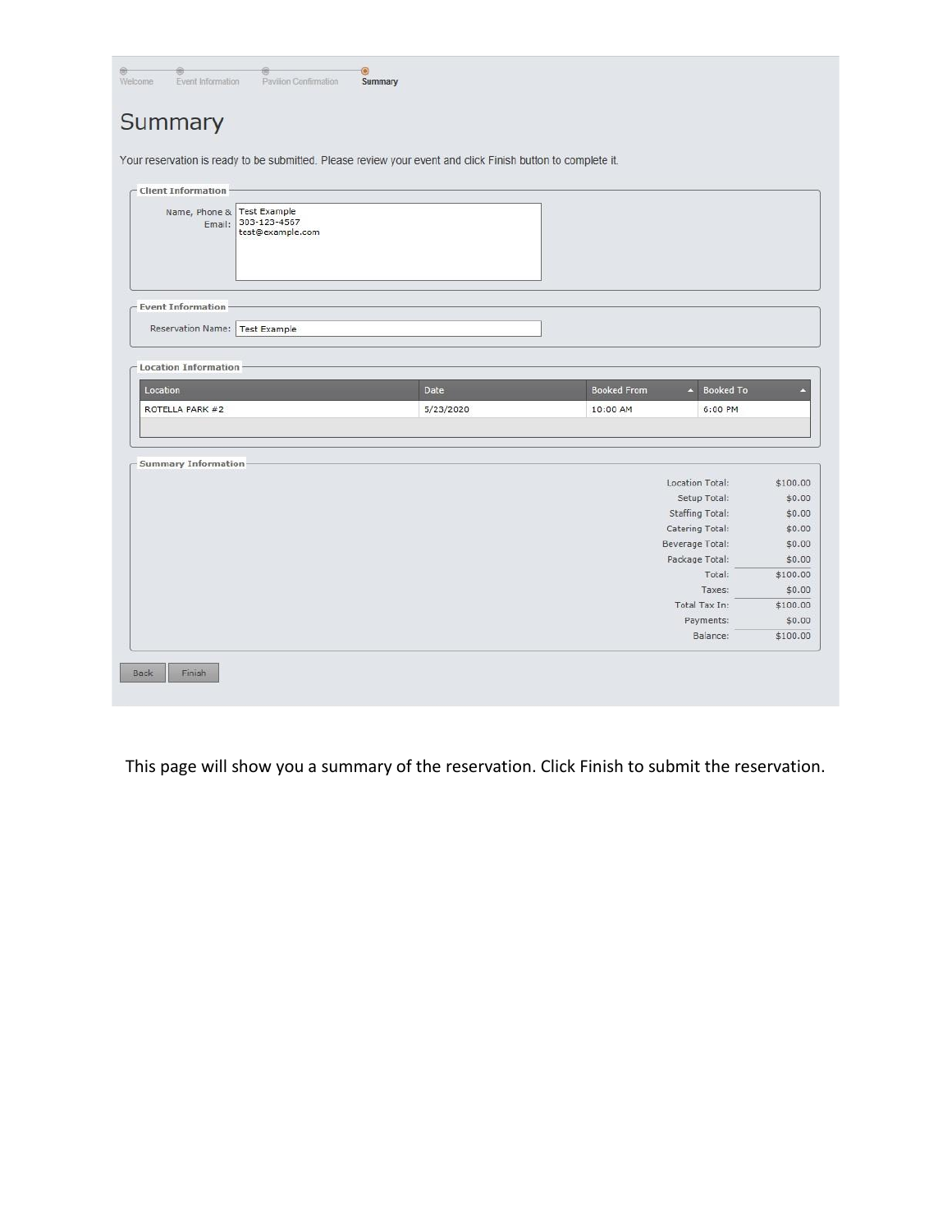Welcome    Event Information    Pavilion Confirmation    **Summary**

# Summary

Your reservation is ready to be submitted. Please review your event and click Finish button to complete it.

**Client Information**

Name, Phone & Email: Test Example
303-123-4567
test@example.com

**Event Information**

Reservation Name: Test Example

**Location Information**

| Location | Date | Booked From | Booked To |
|---|---|---|---|
| ROTELLA PARK #2 | 5/23/2020 | 10:00 AM | 6:00 PM |

**Summary Information**

| | |
|---|---|
| Location Total: | $100.00 |
| Setup Total: | $0.00 |
| Staffing Total: | $0.00 |
| Catering Total: | $0.00 |
| Beverage Total: | $0.00 |
| Package Total: | $0.00 |
| Total: | $100.00 |
| Taxes: | $0.00 |
| Total Tax In: | $100.00 |
| Payments: | $0.00 |
| Balance: | $100.00 |

Back    Finish

This page will show you a summary of the reservation. Click Finish to submit the reservation.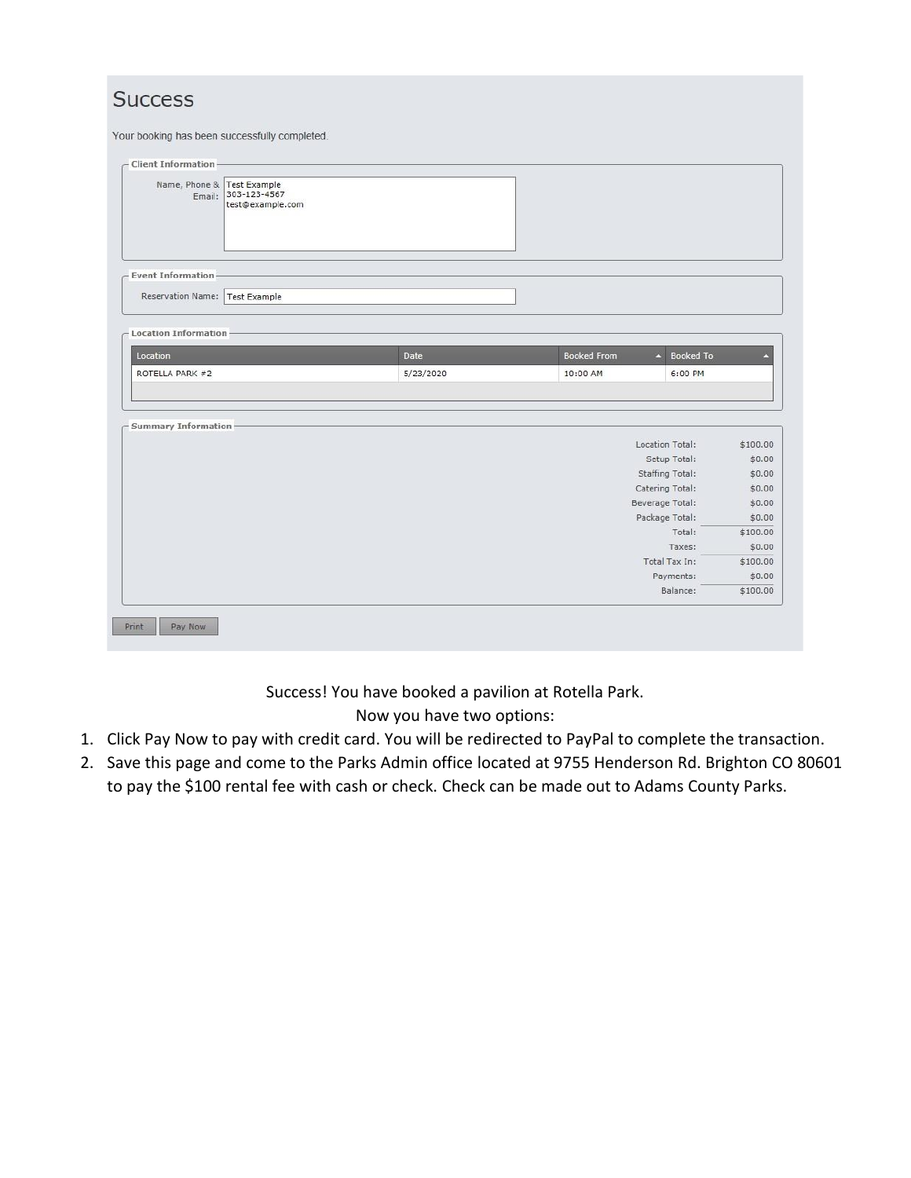# Success

Your booking has been successfully completed.

**Client Information**

Name, Phone & Email: Test Example
303-123-4567
test@example.com

**Event Information**

Reservation Name: Test Example

**Location Information**

| Location | Date | Booked From | Booked To |
| --- | --- | --- | --- |
| ROTELLA PARK #2 | 5/23/2020 | 10:00 AM | 6:00 PM |

**Summary Information**

| | |
| --- | --- |
| Location Total: | $100.00 |
| Setup Total: | $0.00 |
| Staffing Total: | $0.00 |
| Catering Total: | $0.00 |
| Beverage Total: | $0.00 |
| Package Total: | $0.00 |
| Total: | $100.00 |
| Taxes: | $0.00 |
| Total Tax In: | $100.00 |
| Payments: | $0.00 |
| Balance: | $100.00 |

Print | Pay Now

Success! You have booked a pavilion at Rotella Park.

Now you have two options:

1. Click Pay Now to pay with credit card. You will be redirected to PayPal to complete the transaction.
2. Save this page and come to the Parks Admin office located at 9755 Henderson Rd. Brighton CO 80601 to pay the $100 rental fee with cash or check. Check can be made out to Adams County Parks.